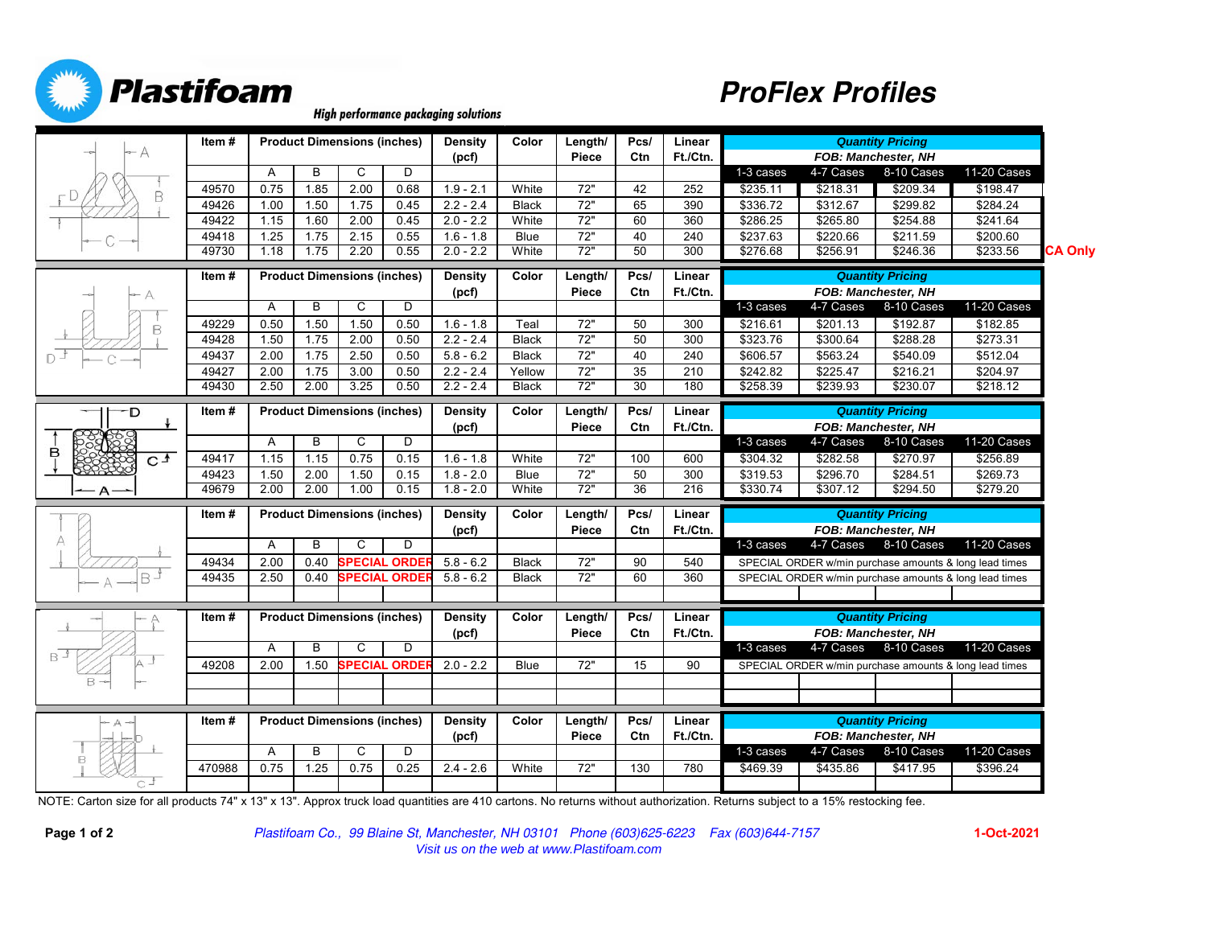# Plastifoam

*High performance packaging solutions*

# ProFlex Profiles

| Item # | A | B | C | D | Density (pcf) | Color | Length/ Piece | Pcs/ Ctn | Linear Ft./Ctn. | 1-3 cases | 4-7 Cases | 8-10 Cases | 11-20 Cases | |
|---|---|---|---|---|---|---|---|---|---|---|---|---|---|---|
| 49570 | 0.75 | 1.85 | 2.00 | 0.68 | 1.9 - 2.1 | White | 72" | 42 | 252 | $235.11 | $218.31 | $209.34 | $198.47 | |
| 49426 | 1.00 | 1.50 | 1.75 | 0.45 | 2.2 - 2.4 | Black | 72" | 65 | 390 | $336.72 | $312.67 | $299.82 | $284.24 | |
| 49422 | 1.15 | 1.60 | 2.00 | 0.45 | 2.0 - 2.2 | White | 72" | 60 | 360 | $286.25 | $265.80 | $254.88 | $241.64 | |
| 49418 | 1.25 | 1.75 | 2.15 | 0.55 | 1.6 - 1.8 | Blue | 72" | 40 | 240 | $237.63 | $220.66 | $211.59 | $200.60 | |
| 49730 | 1.18 | 1.75 | 2.20 | 0.55 | 2.0 - 2.2 | White | 72" | 50 | 300 | $276.68 | $256.91 | $246.36 | $233.56 | CA Only |

Quantity Pricing — FOB: Manchester, NH

| Item # | A | B | C | D | Density (pcf) | Color | Length/ Piece | Pcs/ Ctn | Linear Ft./Ctn. | 1-3 cases | 4-7 Cases | 8-10 Cases | 11-20 Cases |
|---|---|---|---|---|---|---|---|---|---|---|---|---|---|
| 49229 | 0.50 | 1.50 | 1.50 | 0.50 | 1.6 - 1.8 | Teal | 72" | 50 | 300 | $216.61 | $201.13 | $192.87 | $182.85 |
| 49428 | 1.50 | 1.75 | 2.00 | 0.50 | 2.2 - 2.4 | Black | 72" | 50 | 300 | $323.76 | $300.64 | $288.28 | $273.31 |
| 49437 | 2.00 | 1.75 | 2.50 | 0.50 | 5.8 - 6.2 | Black | 72" | 40 | 240 | $606.57 | $563.24 | $540.09 | $512.04 |
| 49427 | 2.00 | 1.75 | 3.00 | 0.50 | 2.2 - 2.4 | Yellow | 72" | 35 | 210 | $242.82 | $225.47 | $216.21 | $204.97 |
| 49430 | 2.50 | 2.00 | 3.25 | 0.50 | 2.2 - 2.4 | Black | 72" | 30 | 180 | $258.39 | $239.93 | $230.07 | $218.12 |

Quantity Pricing — FOB: Manchester, NH

| Item # | A | B | C | D | Density (pcf) | Color | Length/ Piece | Pcs/ Ctn | Linear Ft./Ctn. | 1-3 cases | 4-7 Cases | 8-10 Cases | 11-20 Cases |
|---|---|---|---|---|---|---|---|---|---|---|---|---|---|
| 49417 | 1.15 | 1.15 | 0.75 | 0.15 | 1.6 - 1.8 | White | 72" | 100 | 600 | $304.32 | $282.58 | $270.97 | $256.89 |
| 49423 | 1.50 | 2.00 | 1.50 | 0.15 | 1.8 - 2.0 | Blue | 72" | 50 | 300 | $319.53 | $296.70 | $284.51 | $269.73 |
| 49679 | 2.00 | 2.00 | 1.00 | 0.15 | 1.8 - 2.0 | White | 72" | 36 | 216 | $330.74 | $307.12 | $294.50 | $279.20 |

Quantity Pricing — FOB: Manchester, NH

| Item # | A | B | C | D | Density (pcf) | Color | Length/ Piece | Pcs/ Ctn | Linear Ft./Ctn. | 1-3 cases | 4-7 Cases | 8-10 Cases | 11-20 Cases |
|---|---|---|---|---|---|---|---|---|---|---|---|---|---|
| 49434 | 2.00 | 0.40 | SPECIAL ORDER | | 5.8 - 6.2 | Black | 72" | 90 | 540 | SPECIAL ORDER w/min purchase amounts & long lead times | | | |
| 49435 | 2.50 | 0.40 | SPECIAL ORDER | | 5.8 - 6.2 | Black | 72" | 60 | 360 | SPECIAL ORDER w/min purchase amounts & long lead times | | | |

Quantity Pricing — FOB: Manchester, NH

| Item # | A | B | C | D | Density (pcf) | Color | Length/ Piece | Pcs/ Ctn | Linear Ft./Ctn. | 1-3 cases | 4-7 Cases | 8-10 Cases | 11-20 Cases |
|---|---|---|---|---|---|---|---|---|---|---|---|---|---|
| 49208 | 2.00 | 1.50 | SPECIAL ORDER | | 2.0 - 2.2 | Blue | 72" | 15 | 90 | SPECIAL ORDER w/min purchase amounts & long lead times | | | |

Quantity Pricing — FOB: Manchester, NH

| Item # | A | B | C | D | Density (pcf) | Color | Length/ Piece | Pcs/ Ctn | Linear Ft./Ctn. | 1-3 cases | 4-7 Cases | 8-10 Cases | 11-20 Cases |
|---|---|---|---|---|---|---|---|---|---|---|---|---|---|
| 470988 | 0.75 | 1.25 | 0.75 | 0.25 | 2.4 - 2.6 | White | 72" | 130 | 780 | $469.39 | $435.86 | $417.95 | $396.24 |

NOTE: Carton size for all products 74" x 13" x 13". Approx truck load quantities are 410 cartons. No returns without authorization. Returns subject to a 15% restocking fee.

*Plastifoam Co., 99 Blaine St, Manchester, NH 03101 Phone (603)625-6223 Fax (603)644-7157*
*Visit us on the web at www.Plastifoam.com*

1-Oct-2021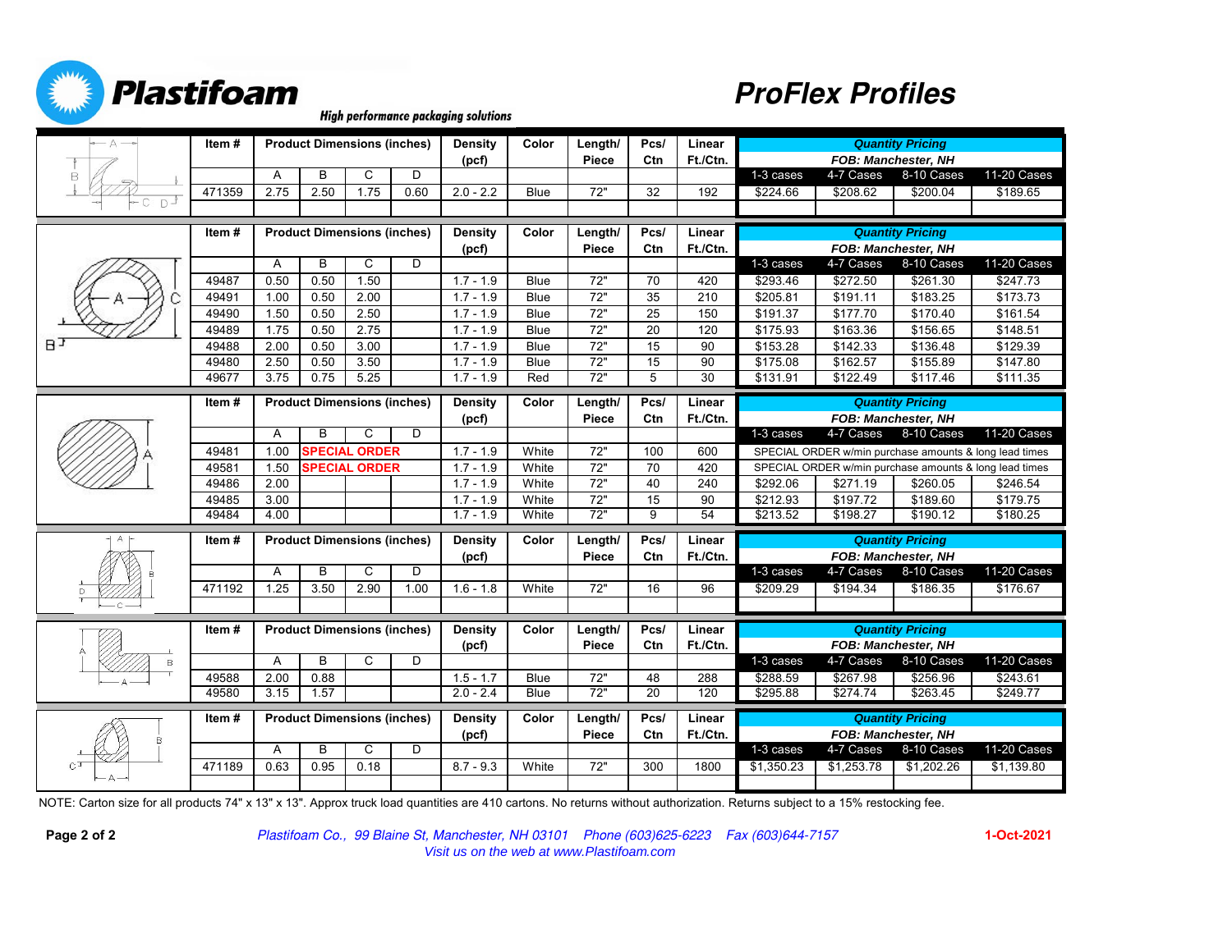# Plastifoam

High performance packaging solutions

# ProFlex Profiles

| Item # | A | B | C | D | Density (pcf) | Color | Length/ Piece | Pcs/ Ctn | Linear Ft./Ctn. | 1-3 cases | 4-7 Cases | 8-10 Cases | 11-20 Cases |
|---|---|---|---|---|---|---|---|---|---|---|---|---|---|
| 471359 | 2.75 | 2.50 | 1.75 | 0.60 | 2.0 - 2.2 | Blue | 72" | 32 | 192 | $224.66 | $208.62 | $200.04 | $189.65 |

Quantity Pricing — FOB: Manchester, NH

| Item # | A | B | C | D | Density (pcf) | Color | Length/ Piece | Pcs/ Ctn | Linear Ft./Ctn. | 1-3 cases | 4-7 Cases | 8-10 Cases | 11-20 Cases |
|---|---|---|---|---|---|---|---|---|---|---|---|---|---|
| 49487 | 0.50 | 0.50 | 1.50 | | 1.7 - 1.9 | Blue | 72" | 70 | 420 | $293.46 | $272.50 | $261.30 | $247.73 |
| 49491 | 1.00 | 0.50 | 2.00 | | 1.7 - 1.9 | Blue | 72" | 35 | 210 | $205.81 | $191.11 | $183.25 | $173.73 |
| 49490 | 1.50 | 0.50 | 2.50 | | 1.7 - 1.9 | Blue | 72" | 25 | 150 | $191.37 | $177.70 | $170.40 | $161.54 |
| 49489 | 1.75 | 0.50 | 2.75 | | 1.7 - 1.9 | Blue | 72" | 20 | 120 | $175.93 | $163.36 | $156.65 | $148.51 |
| 49488 | 2.00 | 0.50 | 3.00 | | 1.7 - 1.9 | Blue | 72" | 15 | 90 | $153.28 | $142.33 | $136.48 | $129.39 |
| 49480 | 2.50 | 0.50 | 3.50 | | 1.7 - 1.9 | Blue | 72" | 15 | 90 | $175.08 | $162.57 | $155.89 | $147.80 |
| 49677 | 3.75 | 0.75 | 5.25 | | 1.7 - 1.9 | Red | 72" | 5 | 30 | $131.91 | $122.49 | $117.46 | $111.35 |

Quantity Pricing — FOB: Manchester, NH

| Item # | A | B | C | D | Density (pcf) | Color | Length/ Piece | Pcs/ Ctn | Linear Ft./Ctn. | 1-3 cases | 4-7 Cases | 8-10 Cases | 11-20 Cases |
|---|---|---|---|---|---|---|---|---|---|---|---|---|---|
| 49481 | 1.00 | **SPECIAL ORDER** | | | 1.7 - 1.9 | White | 72" | 100 | 600 | SPECIAL ORDER w/min purchase amounts & long lead times | | | |
| 49581 | 1.50 | **SPECIAL ORDER** | | | 1.7 - 1.9 | White | 72" | 70 | 420 | SPECIAL ORDER w/min purchase amounts & long lead times | | | |
| 49486 | 2.00 | | | | 1.7 - 1.9 | White | 72" | 40 | 240 | $292.06 | $271.19 | $260.05 | $246.54 |
| 49485 | 3.00 | | | | 1.7 - 1.9 | White | 72" | 15 | 90 | $212.93 | $197.72 | $189.60 | $179.75 |
| 49484 | 4.00 | | | | 1.7 - 1.9 | White | 72" | 9 | 54 | $213.52 | $198.27 | $190.12 | $180.25 |

Quantity Pricing — FOB: Manchester, NH

| Item # | A | B | C | D | Density (pcf) | Color | Length/ Piece | Pcs/ Ctn | Linear Ft./Ctn. | 1-3 cases | 4-7 Cases | 8-10 Cases | 11-20 Cases |
|---|---|---|---|---|---|---|---|---|---|---|---|---|---|
| 471192 | 1.25 | 3.50 | 2.90 | 1.00 | 1.6 - 1.8 | White | 72" | 16 | 96 | $209.29 | $194.34 | $186.35 | $176.67 |

Quantity Pricing — FOB: Manchester, NH

| Item # | A | B | C | D | Density (pcf) | Color | Length/ Piece | Pcs/ Ctn | Linear Ft./Ctn. | 1-3 cases | 4-7 Cases | 8-10 Cases | 11-20 Cases |
|---|---|---|---|---|---|---|---|---|---|---|---|---|---|
| 49588 | 2.00 | 0.88 | | | 1.5 - 1.7 | Blue | 72" | 48 | 288 | $288.59 | $267.98 | $256.96 | $243.61 |
| 49580 | 3.15 | 1.57 | | | 2.0 - 2.4 | Blue | 72" | 20 | 120 | $295.88 | $274.74 | $263.45 | $249.77 |

Quantity Pricing — FOB: Manchester, NH

| Item # | A | B | C | D | Density (pcf) | Color | Length/ Piece | Pcs/ Ctn | Linear Ft./Ctn. | 1-3 cases | 4-7 Cases | 8-10 Cases | 11-20 Cases |
|---|---|---|---|---|---|---|---|---|---|---|---|---|---|
| 471189 | 0.63 | 0.95 | 0.18 | | 8.7 - 9.3 | White | 72" | 300 | 1800 | $1,350.23 | $1,253.78 | $1,202.26 | $1,139.80 |

Quantity Pricing — FOB: Manchester, NH. Product Dimensions (inches): A, B, C, D.

NOTE: Carton size for all products 74" x 13" x 13". Approx truck load quantities are 410 cartons. No returns without authorization. Returns subject to a 15% restocking fee.

*Plastifoam Co., 99 Blaine St, Manchester, NH 03101 Phone (603)625-6223 Fax (603)644-7157*
*Visit us on the web at www.Plastifoam.com*

**1-Oct-2021**